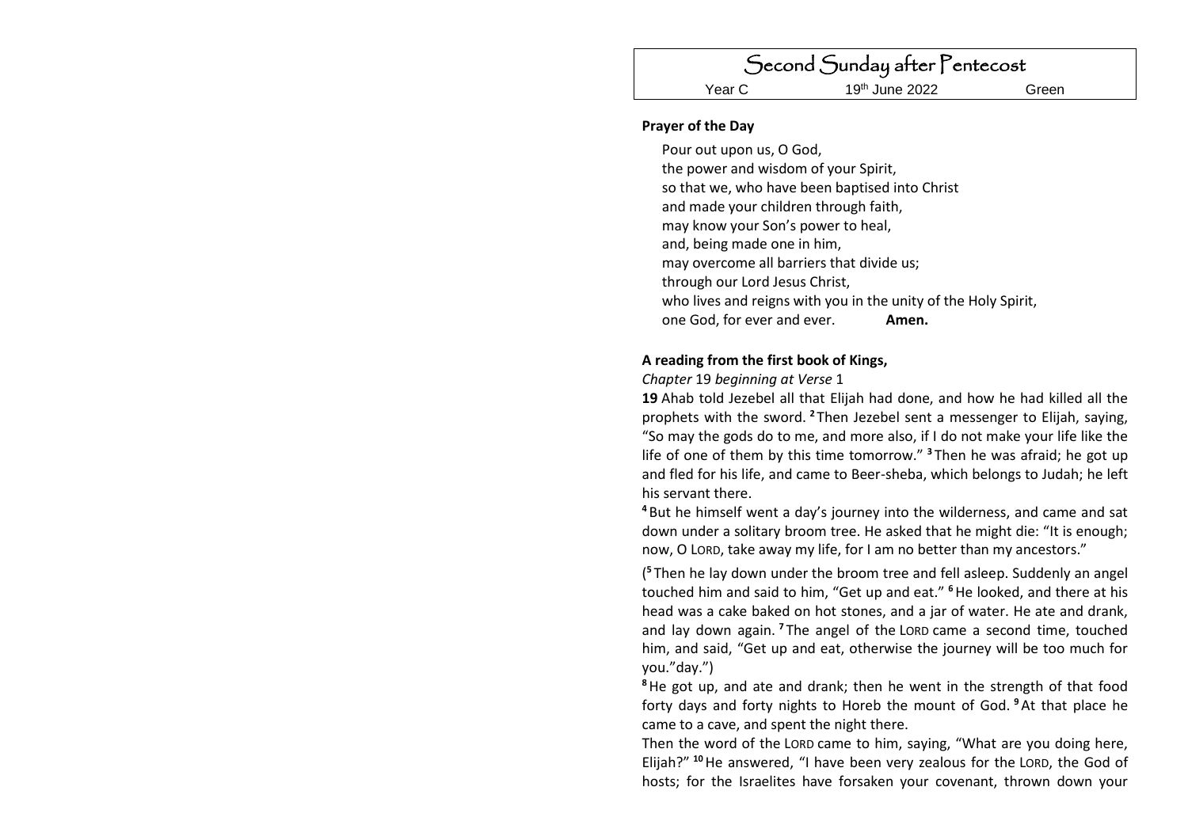# Second Sunday after Pentecost

Year C 19th June 2022 Green

**Prayer of the Day**

Pour out upon us, O God,
the power and wisdom of your Spirit,
so that we, who have been baptised into Christ
and made your children through faith,
may know your Son's power to heal,
and, being made one in him,
may overcome all barriers that divide us;
through our Lord Jesus Christ,
who lives and reigns with you in the unity of the Holy Spirit,
one God, for ever and ever. **Amen.**

**A reading from the first book of Kings,**

*Chapter* 19 *beginning at Verse* 1

**19** Ahab told Jezebel all that Elijah had done, and how he had killed all the prophets with the sword. **2** Then Jezebel sent a messenger to Elijah, saying, "So may the gods do to me, and more also, if I do not make your life like the life of one of them by this time tomorrow." **3** Then he was afraid; he got up and fled for his life, and came to Beer-sheba, which belongs to Judah; he left his servant there.

**4** But he himself went a day's journey into the wilderness, and came and sat down under a solitary broom tree. He asked that he might die: "It is enough; now, O LORD, take away my life, for I am no better than my ancestors."

(**5** Then he lay down under the broom tree and fell asleep. Suddenly an angel touched him and said to him, "Get up and eat." **6** He looked, and there at his head was a cake baked on hot stones, and a jar of water. He ate and drank, and lay down again. **7** The angel of the LORD came a second time, touched him, and said, "Get up and eat, otherwise the journey will be too much for you."day.")

**8** He got up, and ate and drank; then he went in the strength of that food forty days and forty nights to Horeb the mount of God. **9** At that place he came to a cave, and spent the night there.

Then the word of the LORD came to him, saying, "What are you doing here, Elijah?" **10** He answered, "I have been very zealous for the LORD, the God of hosts; for the Israelites have forsaken your covenant, thrown down your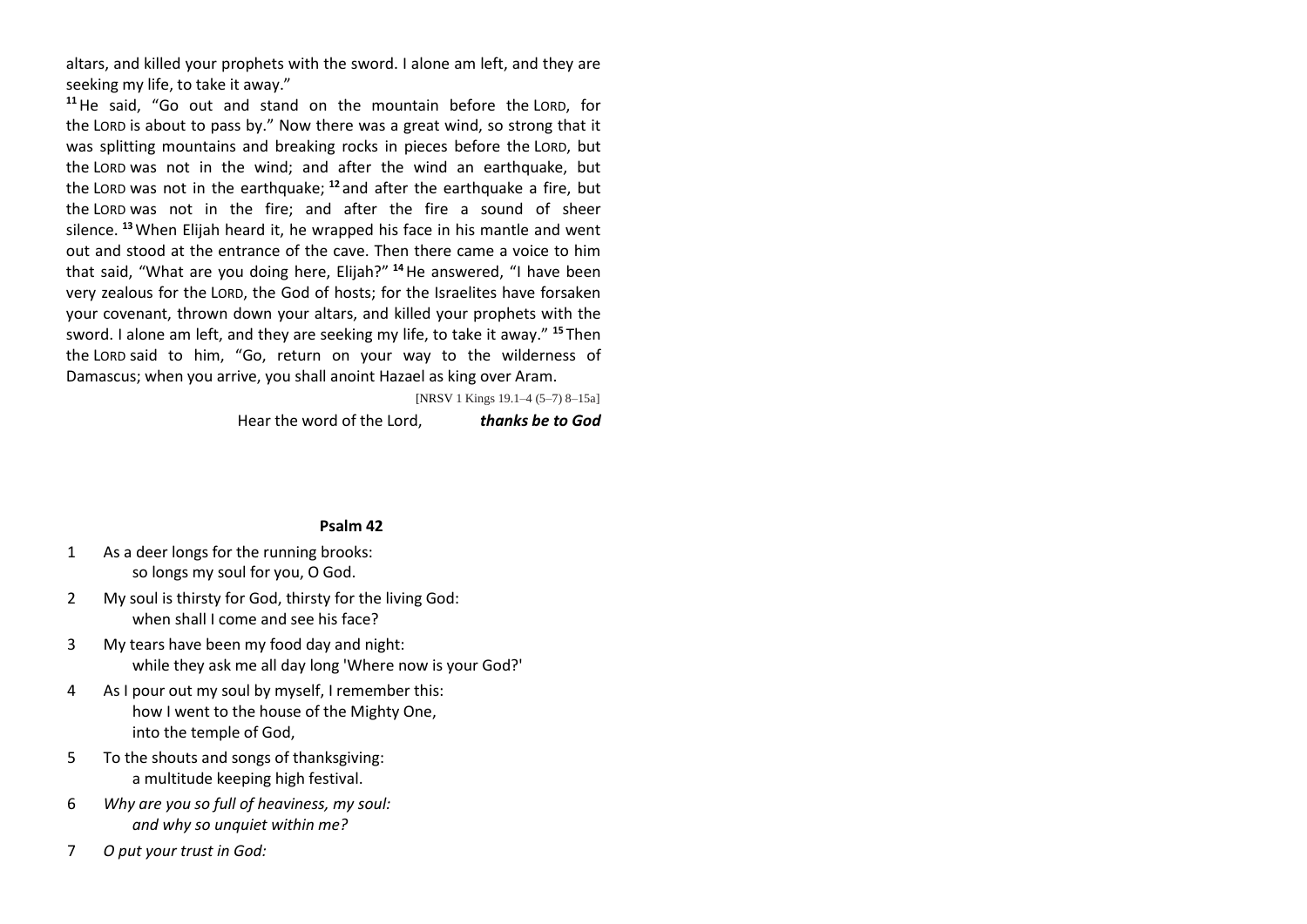altars, and killed your prophets with the sword. I alone am left, and they are seeking my life, to take it away."

[11] He said, "Go out and stand on the mountain before the LORD, for the LORD is about to pass by." Now there was a great wind, so strong that it was splitting mountains and breaking rocks in pieces before the LORD, but the LORD was not in the wind; and after the wind an earthquake, but the LORD was not in the earthquake; [12] and after the earthquake a fire, but the LORD was not in the fire; and after the fire a sound of sheer silence. [13] When Elijah heard it, he wrapped his face in his mantle and went out and stood at the entrance of the cave. Then there came a voice to him that said, "What are you doing here, Elijah?" [14] He answered, "I have been very zealous for the LORD, the God of hosts; for the Israelites have forsaken your covenant, thrown down your altars, and killed your prophets with the sword. I alone am left, and they are seeking my life, to take it away." [15] Then the LORD said to him, "Go, return on your way to the wilderness of Damascus; when you arrive, you shall anoint Hazael as king over Aram.

[NRSV 1 Kings 19.1–4 (5–7) 8–15a]

Hear the word of the Lord, ***thanks be to God***

**Psalm 42**

1 As a deer longs for the running brooks:
 so longs my soul for you, O God.

2 My soul is thirsty for God, thirsty for the living God:
 when shall I come and see his face?

3 My tears have been my food day and night:
 while they ask me all day long 'Where now is your God?'

4 As I pour out my soul by myself, I remember this:
 how I went to the house of the Mighty One,
 into the temple of God,

5 To the shouts and songs of thanksgiving:
 a multitude keeping high festival.

6 *Why are you so full of heaviness, my soul:*
 *and why so unquiet within me?*

7 *O put your trust in God:*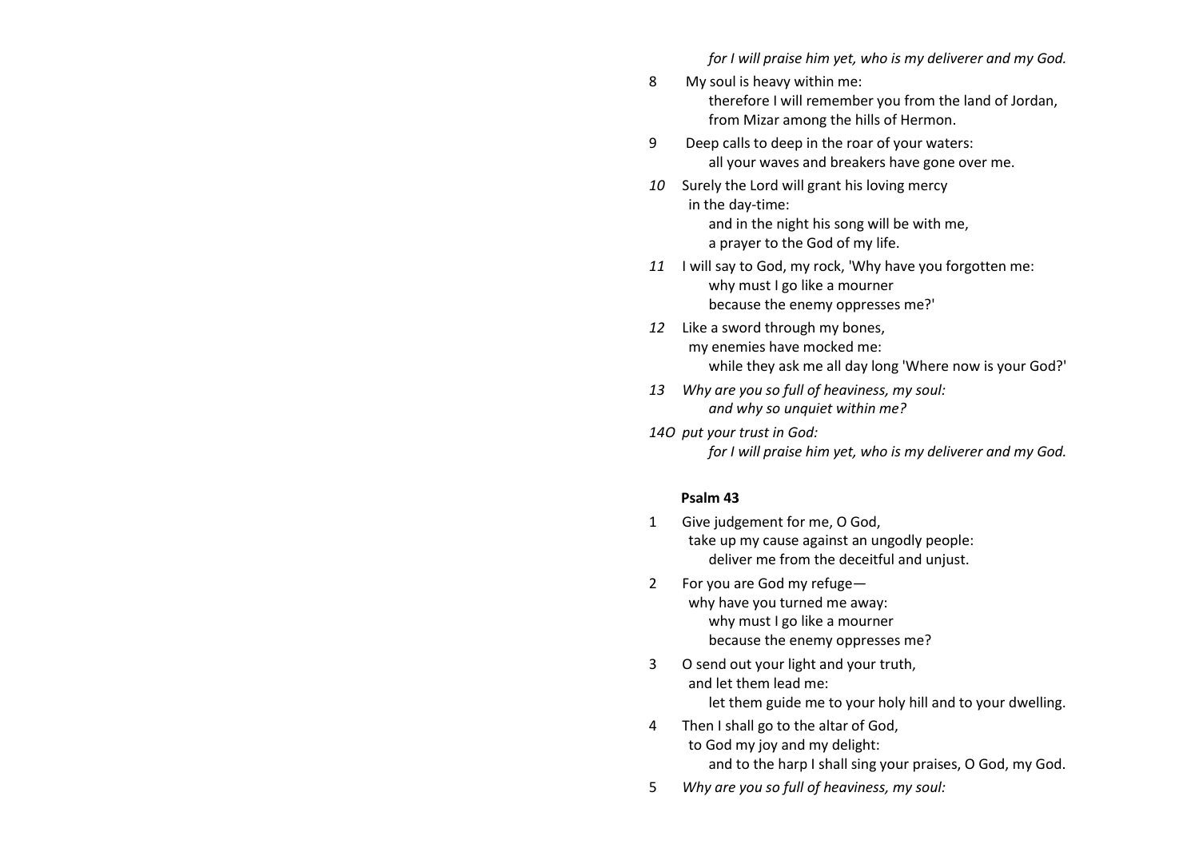*for I will praise him yet, who is my deliverer and my God.*

8 My soul is heavy within me:
therefore I will remember you from the land of Jordan,
from Mizar among the hills of Hermon.

9 Deep calls to deep in the roar of your waters:
all your waves and breakers have gone over me.

*10* Surely the Lord will grant his loving mercy
in the day-time:
and in the night his song will be with me,
a prayer to the God of my life.

*11* I will say to God, my rock, 'Why have you forgotten me:
why must I go like a mourner
because the enemy oppresses me?'

*12* Like a sword through my bones,
my enemies have mocked me:
while they ask me all day long 'Where now is your God?'

*13* *Why are you so full of heaviness, my soul:*
*and why so unquiet within me?*

*14O put your trust in God:*
*for I will praise him yet, who is my deliverer and my God.*

**Psalm 43**

1 Give judgement for me, O God,
take up my cause against an ungodly people:
deliver me from the deceitful and unjust.

2 For you are God my refuge—
why have you turned me away:
why must I go like a mourner
because the enemy oppresses me?

3 O send out your light and your truth,
and let them lead me:
let them guide me to your holy hill and to your dwelling.

4 Then I shall go to the altar of God,
to God my joy and my delight:
and to the harp I shall sing your praises, O God, my God.

5 *Why are you so full of heaviness, my soul:*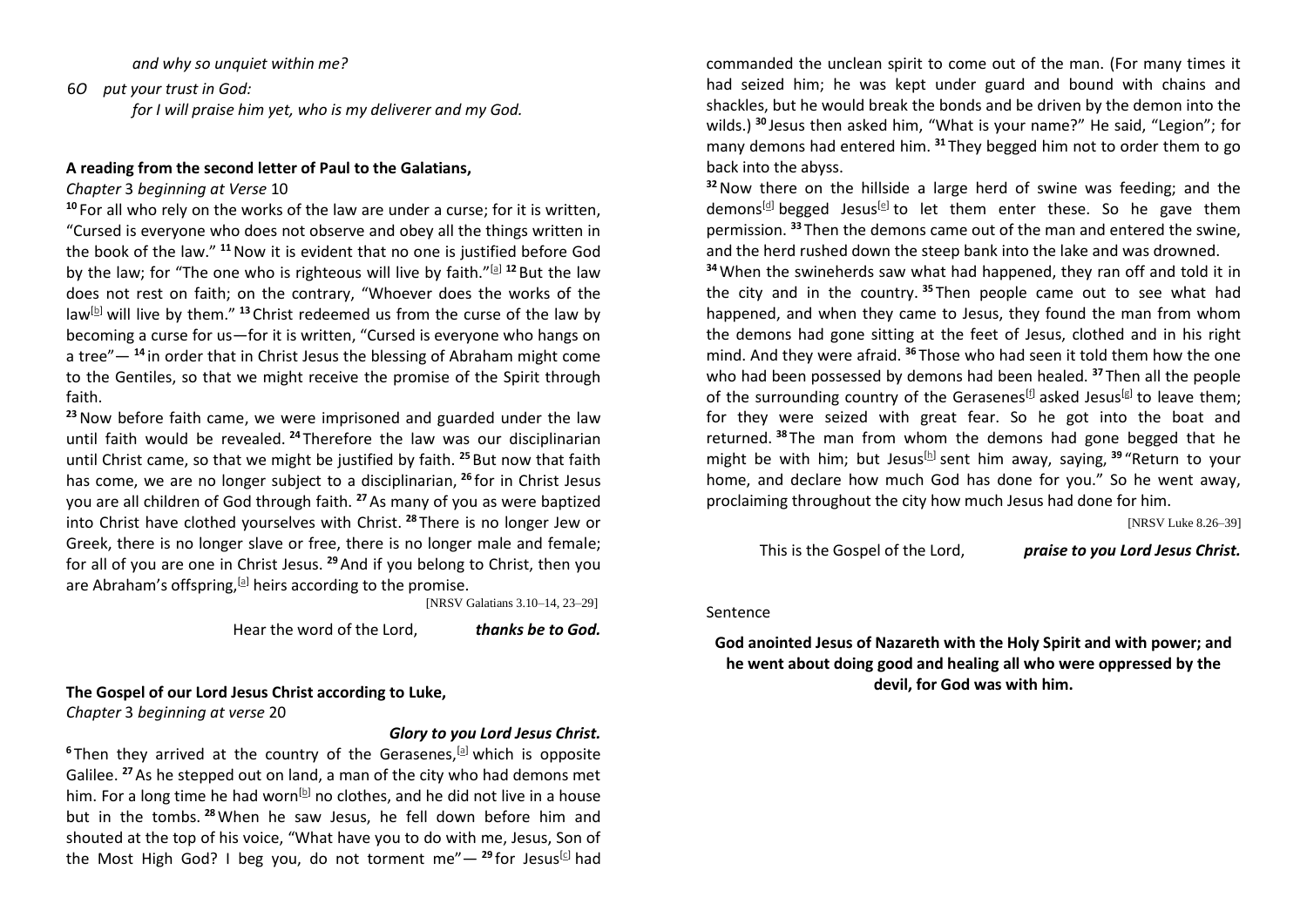*and why so unquiet within me?*

6*O put your trust in God:*

*for I will praise him yet, who is my deliverer and my God.*

**A reading from the second letter of Paul to the Galatians,**

*Chapter* 3 *beginning at Verse* 10

**10** For all who rely on the works of the law are under a curse; for it is written, "Cursed is everyone who does not observe and obey all the things written in the book of the law." **11** Now it is evident that no one is justified before God by the law; for "The one who is righteous will live by faith."[a] **12** But the law does not rest on faith; on the contrary, "Whoever does the works of the law[b] will live by them." **13** Christ redeemed us from the curse of the law by becoming a curse for us—for it is written, "Cursed is everyone who hangs on a tree"— **14** in order that in Christ Jesus the blessing of Abraham might come to the Gentiles, so that we might receive the promise of the Spirit through faith.

**23** Now before faith came, we were imprisoned and guarded under the law until faith would be revealed. **24** Therefore the law was our disciplinarian until Christ came, so that we might be justified by faith. **25** But now that faith has come, we are no longer subject to a disciplinarian, **26** for in Christ Jesus you are all children of God through faith. **27** As many of you as were baptized into Christ have clothed yourselves with Christ. **28** There is no longer Jew or Greek, there is no longer slave or free, there is no longer male and female; for all of you are one in Christ Jesus. **29** And if you belong to Christ, then you are Abraham's offspring,[a] heirs according to the promise.

[NRSV Galatians 3.10–14, 23–29]

Hear the word of the Lord, ***thanks be to God.***

**The Gospel of our Lord Jesus Christ according to Luke,**

*Chapter* 3 *beginning at verse* 20

***Glory to you Lord Jesus Christ.***

**6** Then they arrived at the country of the Gerasenes,[a] which is opposite Galilee. **27** As he stepped out on land, a man of the city who had demons met him. For a long time he had worn[b] no clothes, and he did not live in a house but in the tombs. **28** When he saw Jesus, he fell down before him and shouted at the top of his voice, "What have you to do with me, Jesus, Son of the Most High God? I beg you, do not torment me"— **29** for Jesus[c] had commanded the unclean spirit to come out of the man. (For many times it had seized him; he was kept under guard and bound with chains and shackles, but he would break the bonds and be driven by the demon into the wilds.) **30** Jesus then asked him, "What is your name?" He said, "Legion"; for many demons had entered him. **31** They begged him not to order them to go back into the abyss.

**32** Now there on the hillside a large herd of swine was feeding; and the demons[d] begged Jesus[e] to let them enter these. So he gave them permission. **33** Then the demons came out of the man and entered the swine, and the herd rushed down the steep bank into the lake and was drowned.

**34** When the swineherds saw what had happened, they ran off and told it in the city and in the country. **35** Then people came out to see what had happened, and when they came to Jesus, they found the man from whom the demons had gone sitting at the feet of Jesus, clothed and in his right mind. And they were afraid. **36** Those who had seen it told them how the one who had been possessed by demons had been healed. **37** Then all the people of the surrounding country of the Gerasenes[f] asked Jesus[g] to leave them; for they were seized with great fear. So he got into the boat and returned. **38** The man from whom the demons had gone begged that he might be with him; but Jesus[h] sent him away, saying, **39** "Return to your home, and declare how much God has done for you." So he went away, proclaiming throughout the city how much Jesus had done for him.

[NRSV Luke 8.26–39]

This is the Gospel of the Lord, ***praise to you Lord Jesus Christ.***

Sentence

**God anointed Jesus of Nazareth with the Holy Spirit and with power; and he went about doing good and healing all who were oppressed by the devil, for God was with him.**